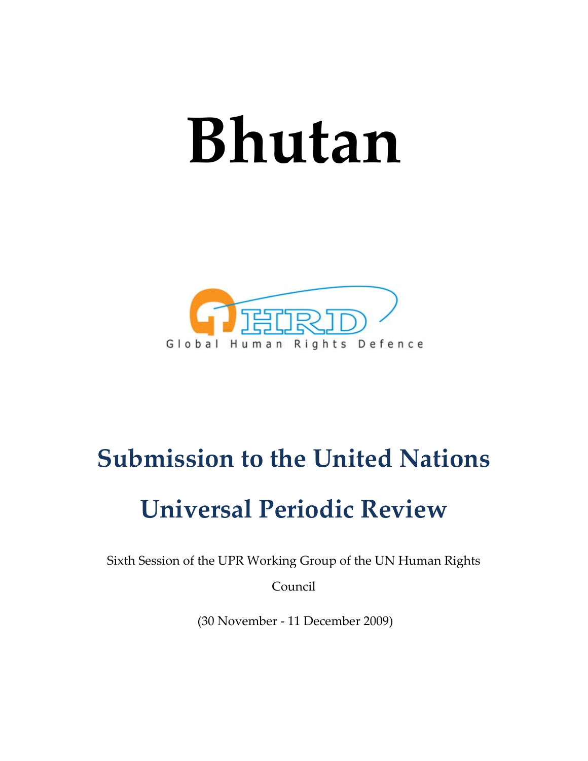# Bhutan

GHRD

Global Human Rights Defence

## Submission to the United Nations Universal Periodic Review

Sixth Session of the UPR Working Group of the UN Human Rights Council

(30 November - 11 December 2009)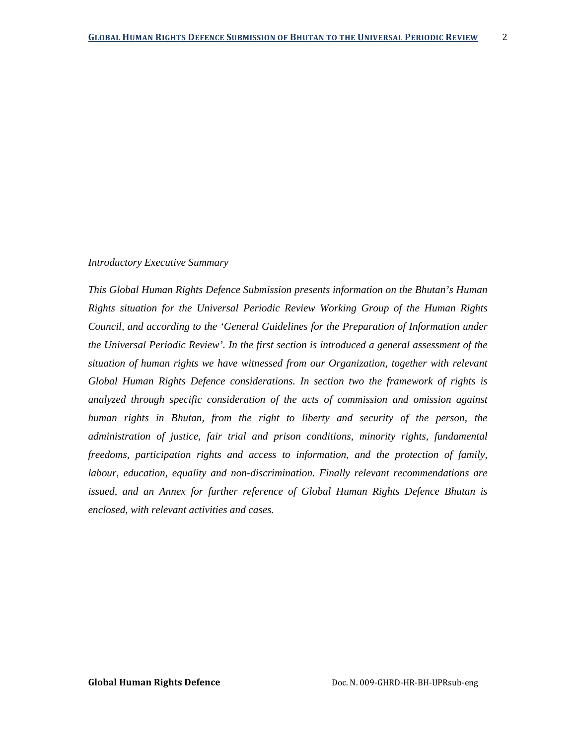*Introductory Executive Summary*

*This Global Human Rights Defence Submission presents information on the Bhutan's Human Rights situation for the Universal Periodic Review Working Group of the Human Rights Council, and according to the 'General Guidelines for the Preparation of Information under the Universal Periodic Review'. In the first section is introduced a general assessment of the situation of human rights we have witnessed from our Organization, together with relevant Global Human Rights Defence considerations. In section two the framework of rights is analyzed through specific consideration of the acts of commission and omission against human rights in Bhutan, from the right to liberty and security of the person, the administration of justice, fair trial and prison conditions, minority rights, fundamental freedoms, participation rights and access to information, and the protection of family, labour, education, equality and non-discrimination. Finally relevant recommendations are issued, and an Annex for further reference of Global Human Rights Defence Bhutan is enclosed, with relevant activities and cases.*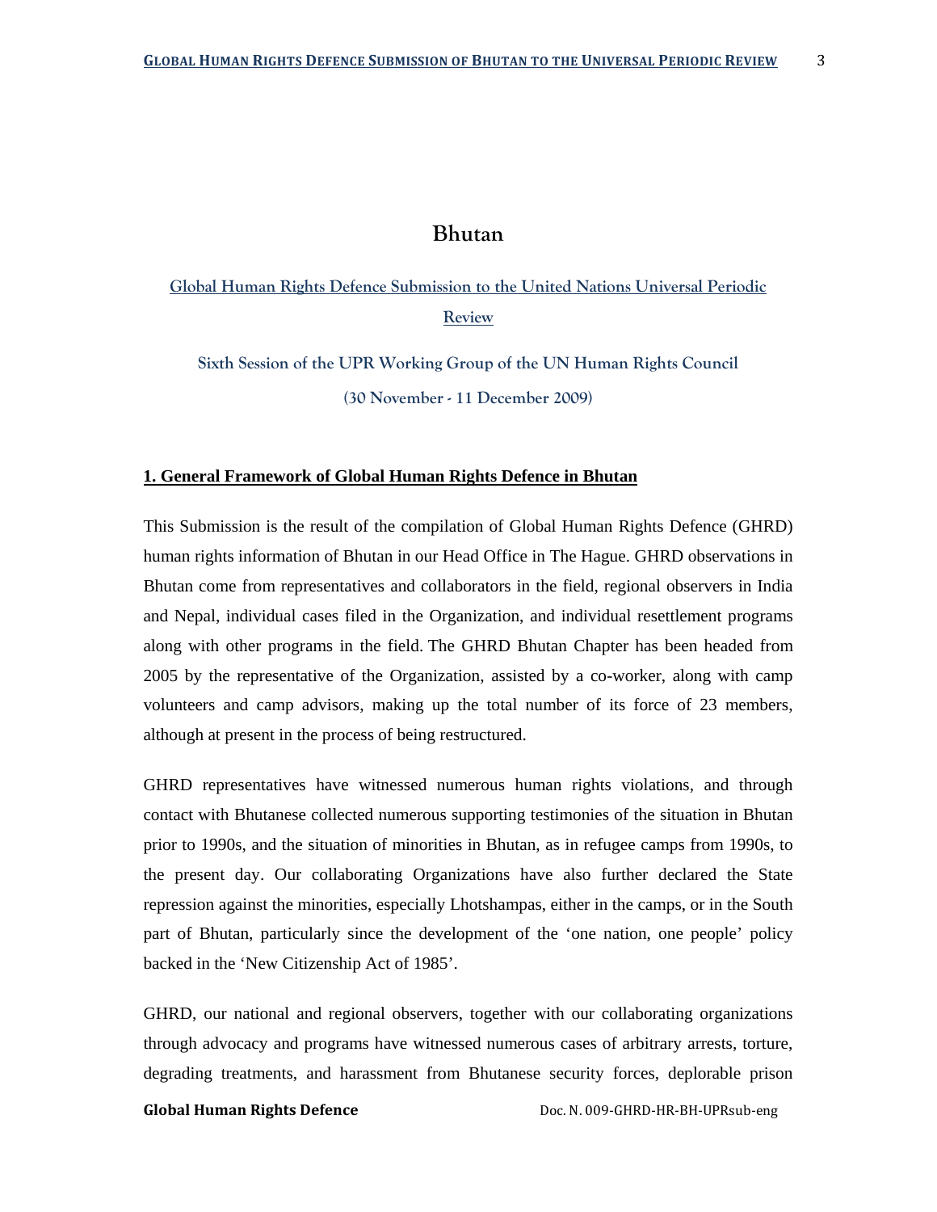# Bhutan

## Global Human Rights Defence Submission to the United Nations Universal Periodic Review

### Sixth Session of the UPR Working Group of the UN Human Rights Council

### (30 November - 11 December 2009)

**1. General Framework of Global Human Rights Defence in Bhutan**

This Submission is the result of the compilation of Global Human Rights Defence (GHRD) human rights information of Bhutan in our Head Office in The Hague. GHRD observations in Bhutan come from representatives and collaborators in the field, regional observers in India and Nepal, individual cases filed in the Organization, and individual resettlement programs along with other programs in the field. The GHRD Bhutan Chapter has been headed from 2005 by the representative of the Organization, assisted by a co-worker, along with camp volunteers and camp advisors, making up the total number of its force of 23 members, although at present in the process of being restructured.

GHRD representatives have witnessed numerous human rights violations, and through contact with Bhutanese collected numerous supporting testimonies of the situation in Bhutan prior to 1990s, and the situation of minorities in Bhutan, as in refugee camps from 1990s, to the present day. Our collaborating Organizations have also further declared the State repression against the minorities, especially Lhotshampas, either in the camps, or in the South part of Bhutan, particularly since the development of the 'one nation, one people' policy backed in the 'New Citizenship Act of 1985'.

GHRD, our national and regional observers, together with our collaborating organizations through advocacy and programs have witnessed numerous cases of arbitrary arrests, torture, degrading treatments, and harassment from Bhutanese security forces, deplorable prison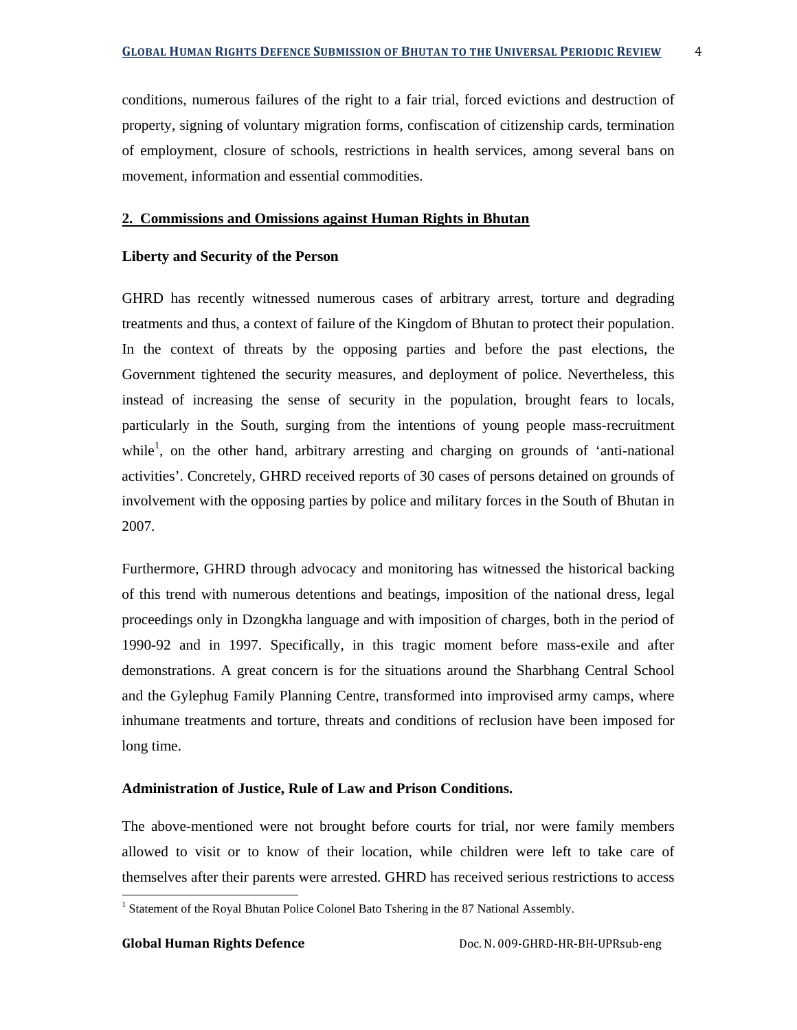conditions, numerous failures of the right to a fair trial, forced evictions and destruction of property, signing of voluntary migration forms, confiscation of citizenship cards, termination of employment, closure of schools, restrictions in health services, among several bans on movement, information and essential commodities.

## 2. Commissions and Omissions against Human Rights in Bhutan

### Liberty and Security of the Person

GHRD has recently witnessed numerous cases of arbitrary arrest, torture and degrading treatments and thus, a context of failure of the Kingdom of Bhutan to protect their population. In the context of threats by the opposing parties and before the past elections, the Government tightened the security measures, and deployment of police. Nevertheless, this instead of increasing the sense of security in the population, brought fears to locals, particularly in the South, surging from the intentions of young people mass-recruitment while[1], on the other hand, arbitrary arresting and charging on grounds of 'anti-national activities'. Concretely, GHRD received reports of 30 cases of persons detained on grounds of involvement with the opposing parties by police and military forces in the South of Bhutan in 2007.

Furthermore, GHRD through advocacy and monitoring has witnessed the historical backing of this trend with numerous detentions and beatings, imposition of the national dress, legal proceedings only in Dzongkha language and with imposition of charges, both in the period of 1990-92 and in 1997. Specifically, in this tragic moment before mass-exile and after demonstrations. A great concern is for the situations around the Sharbhang Central School and the Gylephug Family Planning Centre, transformed into improvised army camps, where inhumane treatments and torture, threats and conditions of reclusion have been imposed for long time.

### Administration of Justice, Rule of Law and Prison Conditions.

The above-mentioned were not brought before courts for trial, nor were family members allowed to visit or to know of their location, while children were left to take care of themselves after their parents were arrested. GHRD has received serious restrictions to access

[1] Statement of the Royal Bhutan Police Colonel Bato Tshering in the 87 National Assembly.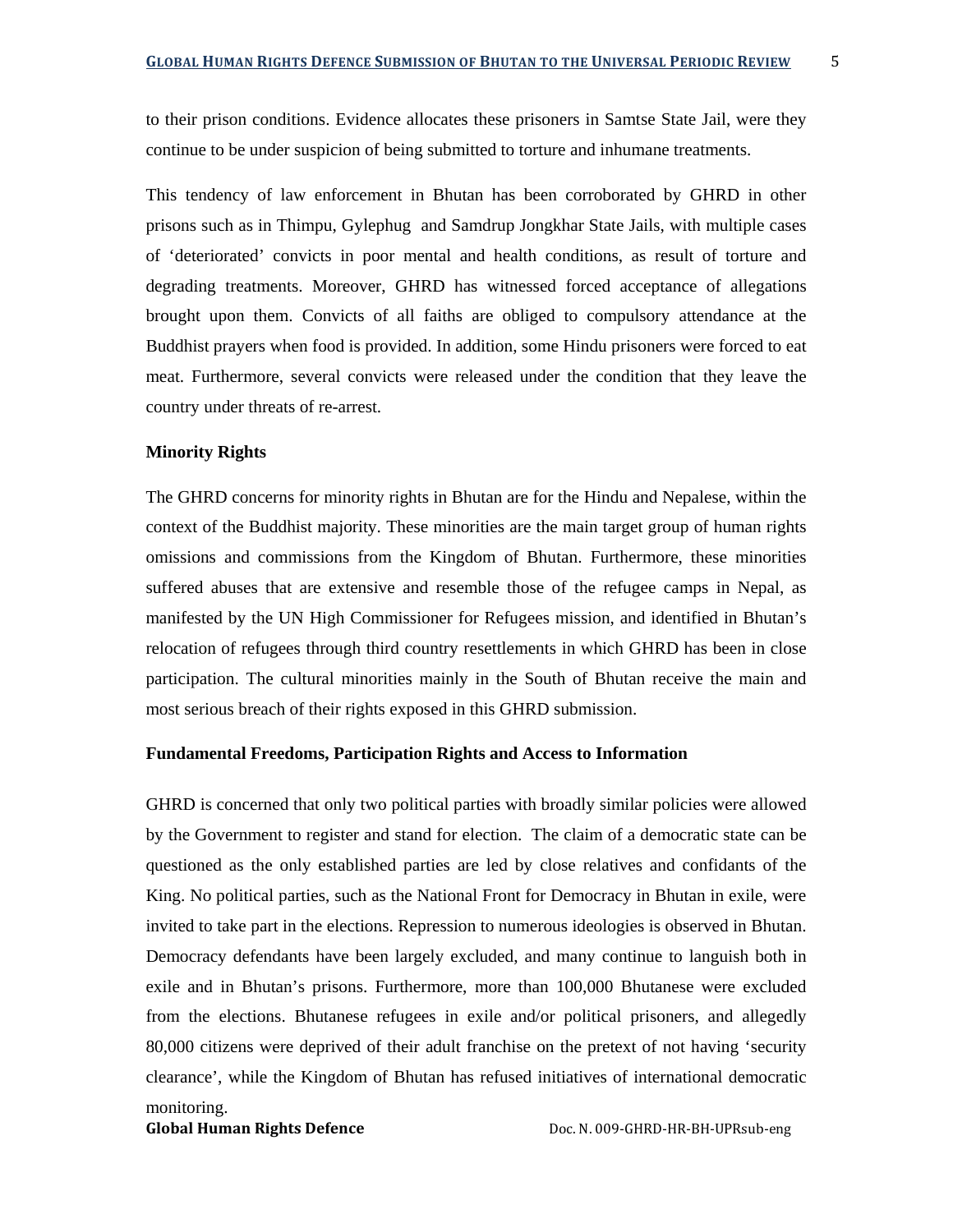to their prison conditions. Evidence allocates these prisoners in Samtse State Jail, were they continue to be under suspicion of being submitted to torture and inhumane treatments.

This tendency of law enforcement in Bhutan has been corroborated by GHRD in other prisons such as in Thimpu, Gylephug and Samdrup Jongkhar State Jails, with multiple cases of 'deteriorated' convicts in poor mental and health conditions, as result of torture and degrading treatments. Moreover, GHRD has witnessed forced acceptance of allegations brought upon them. Convicts of all faiths are obliged to compulsory attendance at the Buddhist prayers when food is provided. In addition, some Hindu prisoners were forced to eat meat. Furthermore, several convicts were released under the condition that they leave the country under threats of re-arrest.

**Minority Rights**

The GHRD concerns for minority rights in Bhutan are for the Hindu and Nepalese, within the context of the Buddhist majority. These minorities are the main target group of human rights omissions and commissions from the Kingdom of Bhutan. Furthermore, these minorities suffered abuses that are extensive and resemble those of the refugee camps in Nepal, as manifested by the UN High Commissioner for Refugees mission, and identified in Bhutan's relocation of refugees through third country resettlements in which GHRD has been in close participation. The cultural minorities mainly in the South of Bhutan receive the main and most serious breach of their rights exposed in this GHRD submission.

**Fundamental Freedoms, Participation Rights and Access to Information**

GHRD is concerned that only two political parties with broadly similar policies were allowed by the Government to register and stand for election. The claim of a democratic state can be questioned as the only established parties are led by close relatives and confidants of the King. No political parties, such as the National Front for Democracy in Bhutan in exile, were invited to take part in the elections. Repression to numerous ideologies is observed in Bhutan. Democracy defendants have been largely excluded, and many continue to languish both in exile and in Bhutan's prisons. Furthermore, more than 100,000 Bhutanese were excluded from the elections. Bhutanese refugees in exile and/or political prisoners, and allegedly 80,000 citizens were deprived of their adult franchise on the pretext of not having 'security clearance', while the Kingdom of Bhutan has refused initiatives of international democratic monitoring.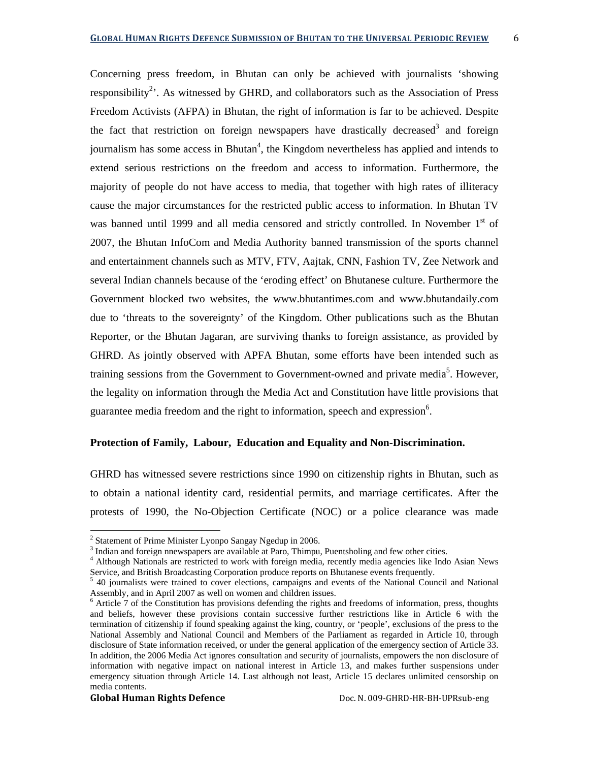Concerning press freedom, in Bhutan can only be achieved with journalists 'showing responsibility[2]'. As witnessed by GHRD, and collaborators such as the Association of Press Freedom Activists (AFPA) in Bhutan, the right of information is far to be achieved. Despite the fact that restriction on foreign newspapers have drastically decreased[3] and foreign journalism has some access in Bhutan[4], the Kingdom nevertheless has applied and intends to extend serious restrictions on the freedom and access to information. Furthermore, the majority of people do not have access to media, that together with high rates of illiteracy cause the major circumstances for the restricted public access to information. In Bhutan TV was banned until 1999 and all media censored and strictly controlled. In November 1st of 2007, the Bhutan InfoCom and Media Authority banned transmission of the sports channel and entertainment channels such as MTV, FTV, Aajtak, CNN, Fashion TV, Zee Network and several Indian channels because of the 'eroding effect' on Bhutanese culture. Furthermore the Government blocked two websites, the www.bhutantimes.com and www.bhutandaily.com due to 'threats to the sovereignty' of the Kingdom. Other publications such as the Bhutan Reporter, or the Bhutan Jagaran, are surviving thanks to foreign assistance, as provided by GHRD. As jointly observed with APFA Bhutan, some efforts have been intended such as training sessions from the Government to Government-owned and private media[5]. However, the legality on information through the Media Act and Constitution have little provisions that guarantee media freedom and the right to information, speech and expression[6].

**Protection of Family, Labour, Education and Equality and Non-Discrimination.**

GHRD has witnessed severe restrictions since 1990 on citizenship rights in Bhutan, such as to obtain a national identity card, residential permits, and marriage certificates. After the protests of 1990, the No-Objection Certificate (NOC) or a police clearance was made

---

[2] Statement of Prime Minister Lyonpo Sangay Ngedup in 2006.

[3] Indian and foreign nnewspapers are available at Paro, Thimpu, Puentsholing and few other cities.

[4] Although Nationals are restricted to work with foreign media, recently media agencies like Indo Asian News Service, and British Broadcasting Corporation produce reports on Bhutanese events frequently.

[5] 40 journalists were trained to cover elections, campaigns and events of the National Council and National Assembly, and in April 2007 as well on women and children issues.

[6] Article 7 of the Constitution has provisions defending the rights and freedoms of information, press, thoughts and beliefs, however these provisions contain successive further restrictions like in Article 6 with the termination of citizenship if found speaking against the king, country, or 'people', exclusions of the press to the National Assembly and National Council and Members of the Parliament as regarded in Article 10, through disclosure of State information received, or under the general application of the emergency section of Article 33. In addition, the 2006 Media Act ignores consultation and security of journalists, empowers the non disclosure of information with negative impact on national interest in Article 13, and makes further suspensions under emergency situation through Article 14. Last although not least, Article 15 declares unlimited censorship on media contents.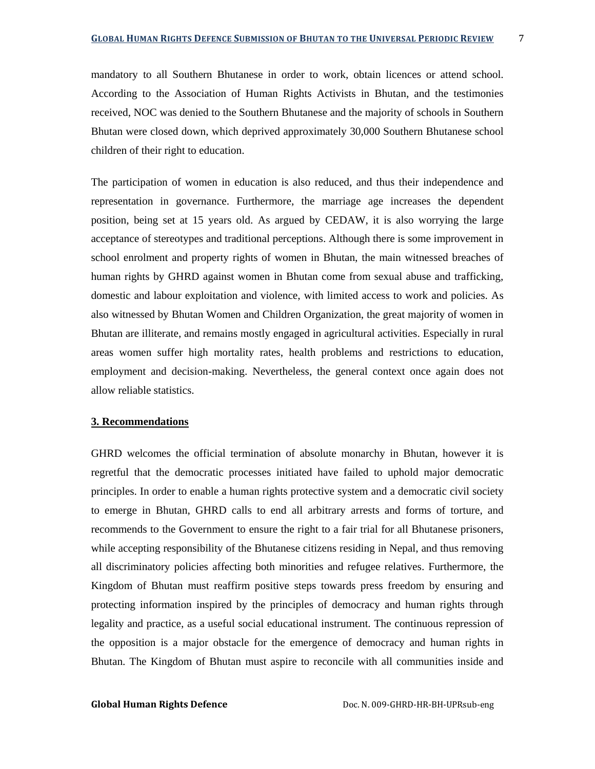mandatory to all Southern Bhutanese in order to work, obtain licences or attend school. According to the Association of Human Rights Activists in Bhutan, and the testimonies received, NOC was denied to the Southern Bhutanese and the majority of schools in Southern Bhutan were closed down, which deprived approximately 30,000 Southern Bhutanese school children of their right to education.

The participation of women in education is also reduced, and thus their independence and representation in governance. Furthermore, the marriage age increases the dependent position, being set at 15 years old. As argued by CEDAW, it is also worrying the large acceptance of stereotypes and traditional perceptions. Although there is some improvement in school enrolment and property rights of women in Bhutan, the main witnessed breaches of human rights by GHRD against women in Bhutan come from sexual abuse and trafficking, domestic and labour exploitation and violence, with limited access to work and policies. As also witnessed by Bhutan Women and Children Organization, the great majority of women in Bhutan are illiterate, and remains mostly engaged in agricultural activities. Especially in rural areas women suffer high mortality rates, health problems and restrictions to education, employment and decision-making. Nevertheless, the general context once again does not allow reliable statistics.

## 3. Recommendations

GHRD welcomes the official termination of absolute monarchy in Bhutan, however it is regretful that the democratic processes initiated have failed to uphold major democratic principles. In order to enable a human rights protective system and a democratic civil society to emerge in Bhutan, GHRD calls to end all arbitrary arrests and forms of torture, and recommends to the Government to ensure the right to a fair trial for all Bhutanese prisoners, while accepting responsibility of the Bhutanese citizens residing in Nepal, and thus removing all discriminatory policies affecting both minorities and refugee relatives. Furthermore, the Kingdom of Bhutan must reaffirm positive steps towards press freedom by ensuring and protecting information inspired by the principles of democracy and human rights through legality and practice, as a useful social educational instrument. The continuous repression of the opposition is a major obstacle for the emergence of democracy and human rights in Bhutan. The Kingdom of Bhutan must aspire to reconcile with all communities inside and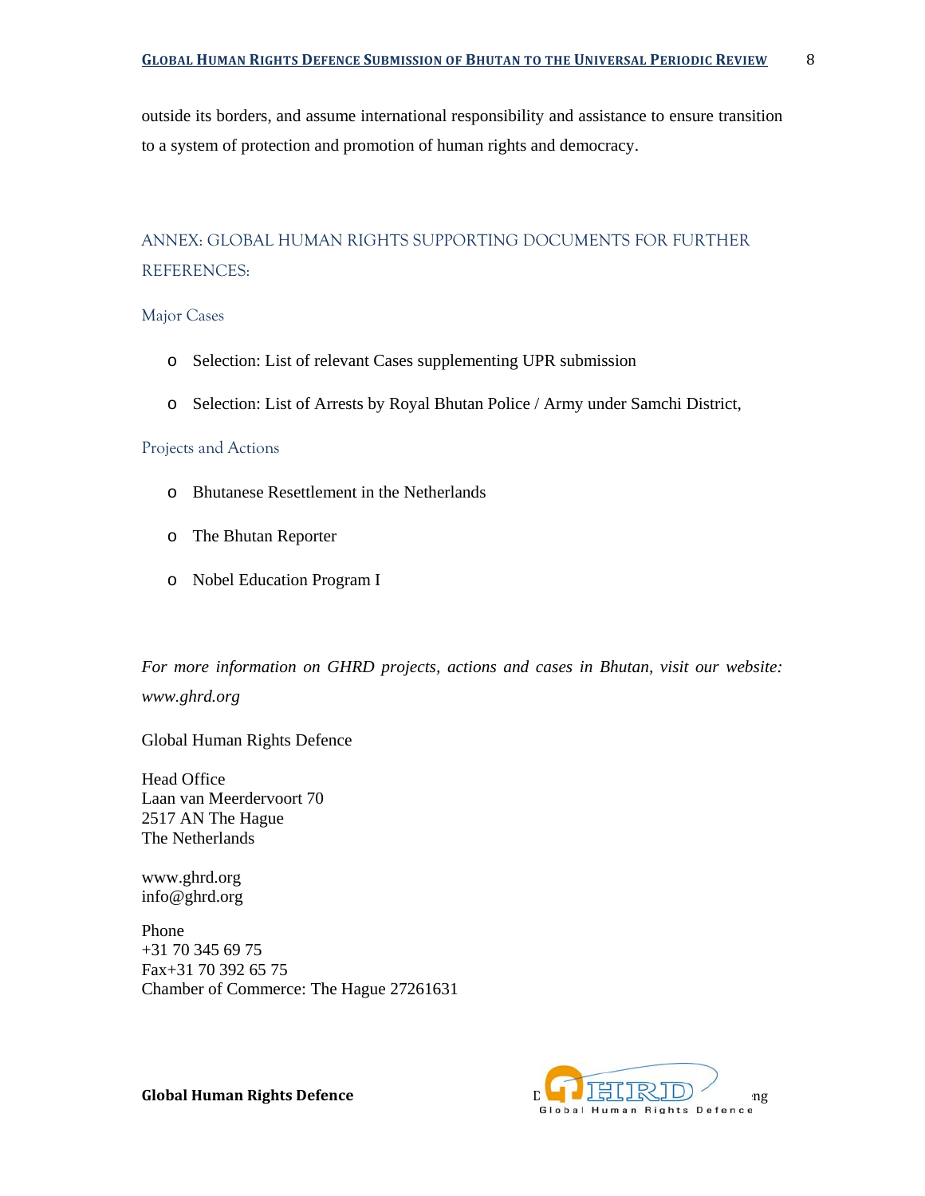outside its borders, and assume international responsibility and assistance to ensure transition to a system of protection and promotion of human rights and democracy.

## ANNEX: GLOBAL HUMAN RIGHTS SUPPORTING DOCUMENTS FOR FURTHER REFERENCES:

### Major Cases

- Selection: List of relevant Cases supplementing UPR submission
- Selection: List of Arrests by Royal Bhutan Police / Army under Samchi District,

### Projects and Actions

- Bhutanese Resettlement in the Netherlands
- The Bhutan Reporter
- Nobel Education Program I

*For more information on GHRD projects, actions and cases in Bhutan, visit our website: www.ghrd.org*

Global Human Rights Defence

Head Office
Laan van Meerdervoort 70
2517 AN The Hague
The Netherlands

www.ghrd.org
info@ghrd.org

Phone
+31 70 345 69 75
Fax+31 70 392 65 75
Chamber of Commerce: The Hague 27261631